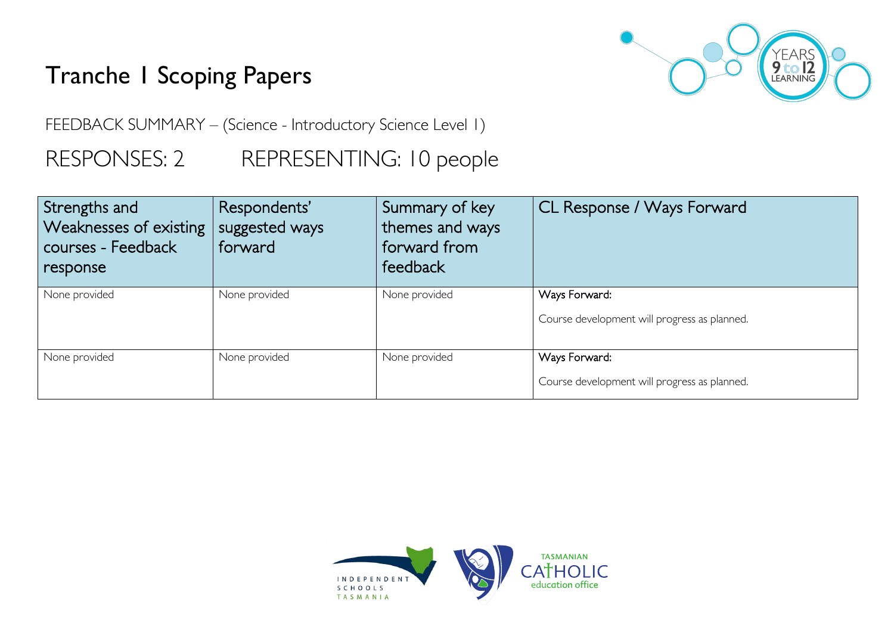# Tranche 1 Scoping Papers

FEEDBACK SUMMARY – (Science - Introductory Science Level 1)

RESPONSES: 2 REPRESENTING: 10 people

| Strengths and Weaknesses of existing courses - Feedback response | Respondents' suggested ways forward | Summary of key themes and ways forward from feedback | CL Response / Ways Forward |
|---|---|---|---|
| None provided | None provided | None provided | Ways Forward:<br><br>Course development will progress as planned. |
| None provided | None provided | None provided | Ways Forward:<br><br>Course development will progress as planned. |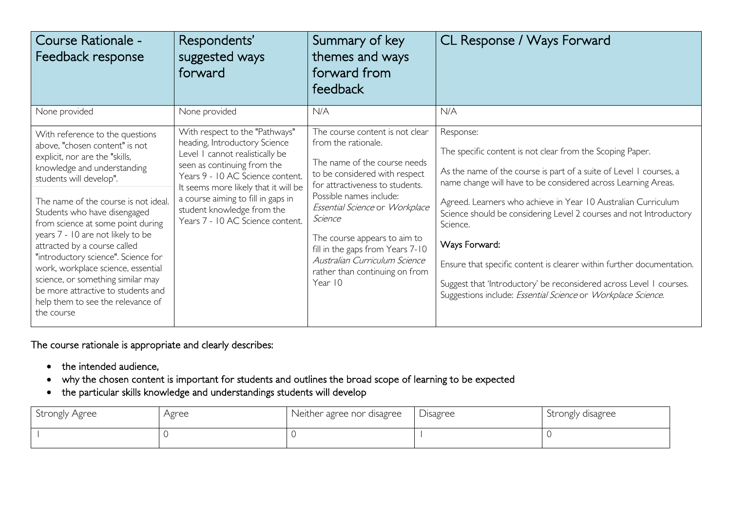| Course Rationale - Feedback response | Respondents' suggested ways forward | Summary of key themes and ways forward from feedback | CL Response / Ways Forward |
|---|---|---|---|
| None provided | None provided | N/A | N/A |
| With reference to the questions above, "chosen content" is not explicit, nor are the "skills, knowledge and understanding students will develop".<br><br>The name of the course is not ideal. Students who have disengaged from science at some point during years 7 - 10 are not likely to be attracted by a course called "introductory science". Science for work, workplace science, essential science, or something similar may be more attractive to students and help them to see the relevance of the course | With respect to the "Pathways" heading, Introductory Science Level 1 cannot realistically be seen as continuing from the Years 9 - 10 AC Science content. It seems more likely that it will be a course aiming to fill in gaps in student knowledge from the Years 7 - 10 AC Science content. | The course content is not clear from the rationale.<br><br>The name of the course needs to be considered with respect for attractiveness to students. Possible names include: *Essential Science* or *Workplace Science*<br><br>The course appears to aim to fill in the gaps from Years 7-10 *Australian Curriculum Science* rather than continuing on from Year 10 | Response:<br><br>The specific content is not clear from the Scoping Paper.<br><br>As the name of the course is part of a suite of Level 1 courses, a name change will have to be considered across Learning Areas.<br><br>Agreed. Learners who achieve in Year 10 Australian Curriculum Science should be considering Level 2 courses and not Introductory Science.<br><br>Ways Forward:<br><br>Ensure that specific content is clearer within further documentation.<br><br>Suggest that 'Introductory' be reconsidered across Level 1 courses. Suggestions include: *Essential Science* or *Workplace Science*. |

The course rationale is appropriate and clearly describes:

- the intended audience,
- why the chosen content is important for students and outlines the broad scope of learning to be expected
- the particular skills knowledge and understandings students will develop

| Strongly Agree | Agree | Neither agree nor disagree | Disagree | Strongly disagree |
|---|---|---|---|---|
| 1 | 0 | 0 | 1 | 0 |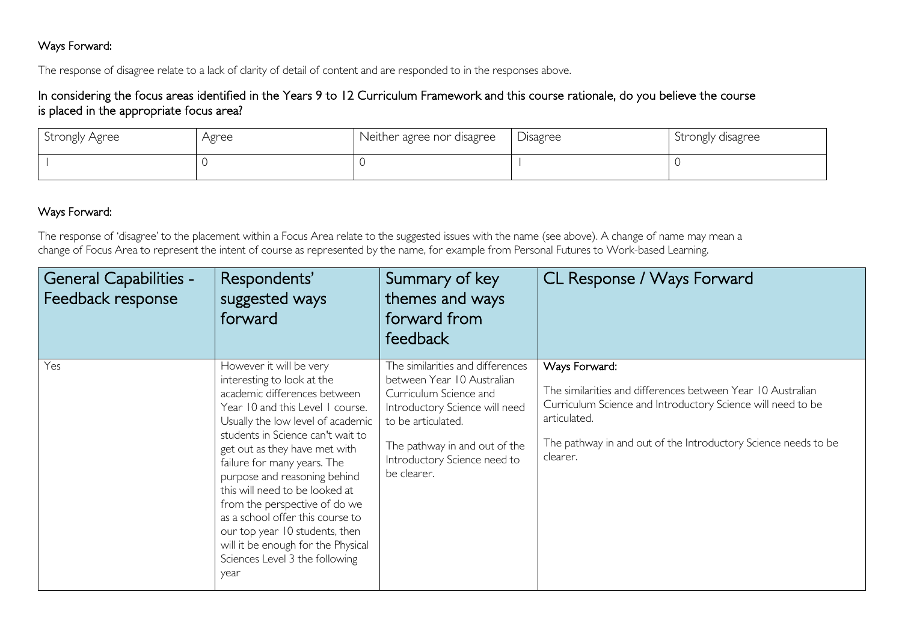### Ways Forward:

The response of disagree relate to a lack of clarity of detail of content and are responded to in the responses above.

### In considering the focus areas identified in the Years 9 to 12 Curriculum Framework and this course rationale, do you believe the course is placed in the appropriate focus area?

| Strongly Agree | Agree | Neither agree nor disagree | Disagree | Strongly disagree |
|---|---|---|---|---|
| 1 | 0 | 0 | 1 | 0 |

### Ways Forward:

The response of 'disagree' to the placement within a Focus Area relate to the suggested issues with the name (see above). A change of name may mean a change of Focus Area to represent the intent of course as represented by the name, for example from Personal Futures to Work-based Learning.

| General Capabilities - Feedback response | Respondents' suggested ways forward | Summary of key themes and ways forward from feedback | CL Response / Ways Forward |
|---|---|---|---|
| Yes | However it will be very interesting to look at the academic differences between Year 10 and this Level 1 course. Usually the low level of academic students in Science can't wait to get out as they have met with failure for many years. The purpose and reasoning behind this will need to be looked at from the perspective of do we as a school offer this course to our top year 10 students, then will it be enough for the Physical Sciences Level 3 the following year | The similarities and differences between Year 10 Australian Curriculum Science and Introductory Science will need to be articulated.<br><br>The pathway in and out of the Introductory Science need to be clearer. | Ways Forward:<br><br>The similarities and differences between Year 10 Australian Curriculum Science and Introductory Science will need to be articulated.<br><br>The pathway in and out of the Introductory Science needs to be clearer. |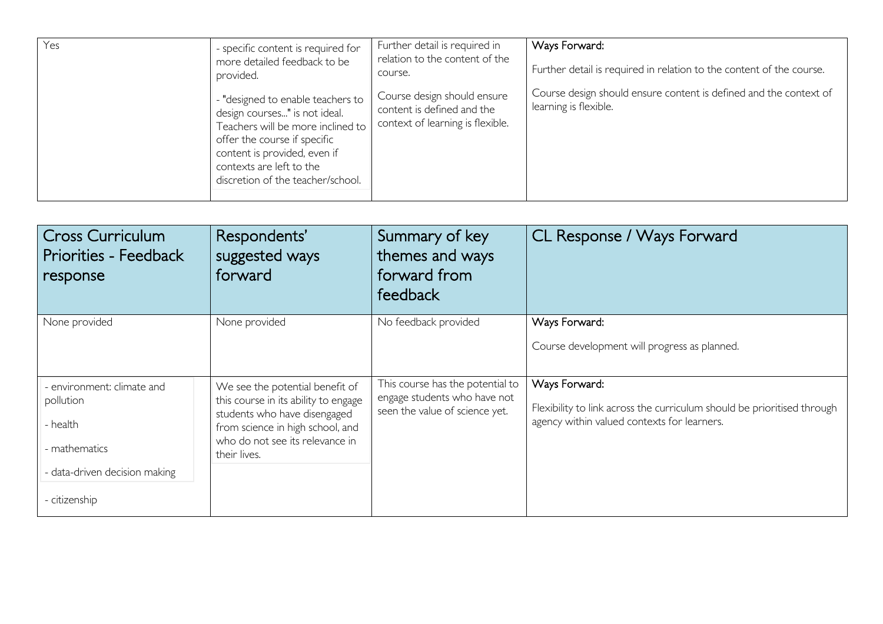| | | | |
|---|---|---|---|
| Yes | - specific content is required for more detailed feedback to be provided.<br><br>- "designed to enable teachers to design courses..." is not ideal. Teachers will be more inclined to offer the course if specific content is provided, even if contexts are left to the discretion of the teacher/school. | Further detail is required in relation to the content of the course.<br><br>Course design should ensure content is defined and the context of learning is flexible. | Ways Forward:<br><br>Further detail is required in relation to the content of the course.<br><br>Course design should ensure content is defined and the context of learning is flexible. |

| Cross Curriculum Priorities - Feedback response | Respondents' suggested ways forward | Summary of key themes and ways forward from feedback | CL Response / Ways Forward |
|---|---|---|---|
| None provided | None provided | No feedback provided | Ways Forward:<br><br>Course development will progress as planned. |
| - environment: climate and pollution<br><br>- health<br><br>- mathematics<br><br>- data-driven decision making<br><br>- citizenship | We see the potential benefit of this course in its ability to engage students who have disengaged from science in high school, and who do not see its relevance in their lives. | This course has the potential to engage students who have not seen the value of science yet. | Ways Forward:<br><br>Flexibility to link across the curriculum should be prioritised through agency within valued contexts for learners. |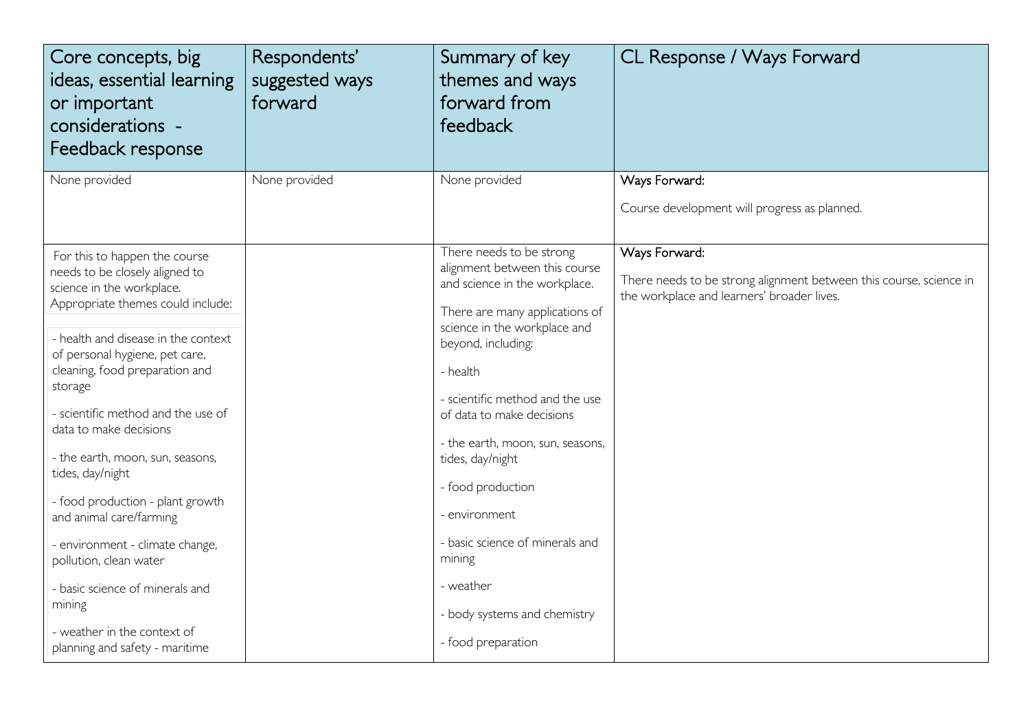| Core concepts, big ideas, essential learning or important considerations - Feedback response | Respondents' suggested ways forward | Summary of key themes and ways forward from feedback | CL Response / Ways Forward |
|---|---|---|---|
| None provided | None provided | None provided | Ways Forward:<br><br>Course development will progress as planned. |
| For this to happen the course needs to be closely aligned to science in the workplace. Appropriate themes could include:<br><br>- health and disease in the context of personal hygiene, pet care, cleaning, food preparation and storage<br><br>- scientific method and the use of data to make decisions<br><br>- the earth, moon, sun, seasons, tides, day/night<br><br>- food production - plant growth and animal care/farming<br><br>- environment - climate change, pollution, clean water<br><br>- basic science of minerals and mining<br><br>- weather in the context of planning and safety - maritime | | There needs to be strong alignment between this course and science in the workplace.<br><br>There are many applications of science in the workplace and beyond, including:<br><br>- health<br><br>- scientific method and the use of data to make decisions<br><br>- the earth, moon, sun, seasons, tides, day/night<br><br>- food production<br><br>- environment<br><br>- basic science of minerals and mining<br><br>- weather<br><br>- body systems and chemistry<br><br>- food preparation | Ways Forward:<br><br>There needs to be strong alignment between this course, science in the workplace and learners' broader lives. |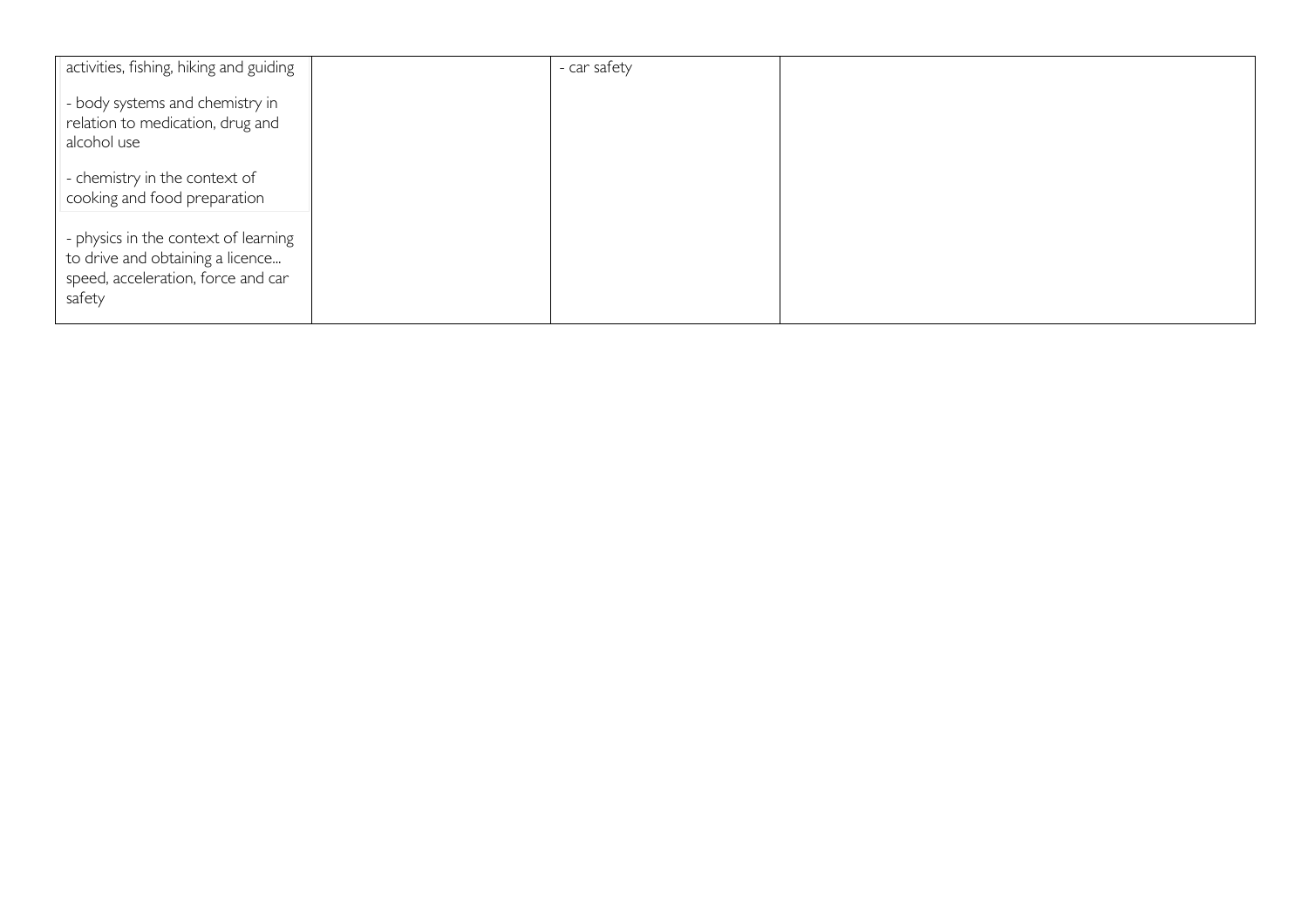| | | | |
|---|---|---|---|
| activities, fishing, hiking and guiding<br><br>- body systems and chemistry in relation to medication, drug and alcohol use<br><br>- chemistry in the context of cooking and food preparation<br><br>- physics in the context of learning to drive and obtaining a licence... speed, acceleration, force and car safety | | - car safety | |